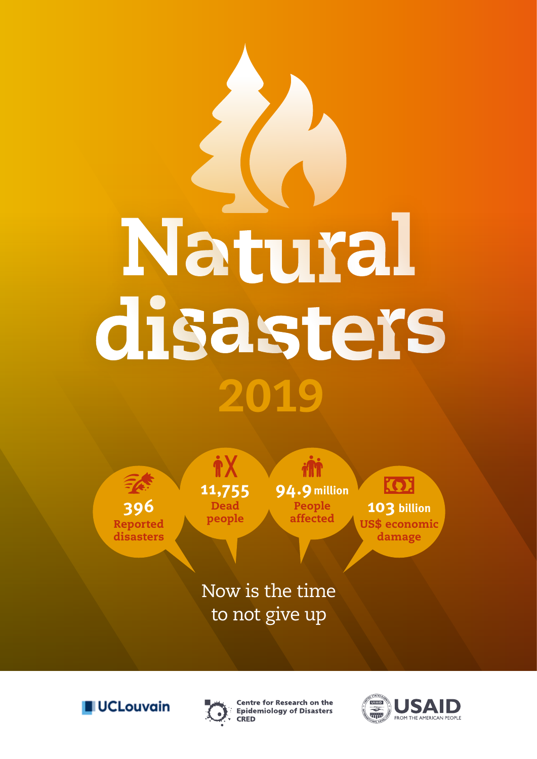# Natural disasters 2019

**396** Reported disasters

**11,755** Dead people

**94.9 million** People affected

**103 billion** US$ economic damage

Now is the time to not give up

UCLouvain

Centre for Research on the Epidemiology of Disasters CRED

USAID FROM THE AMERICAN PEOPLE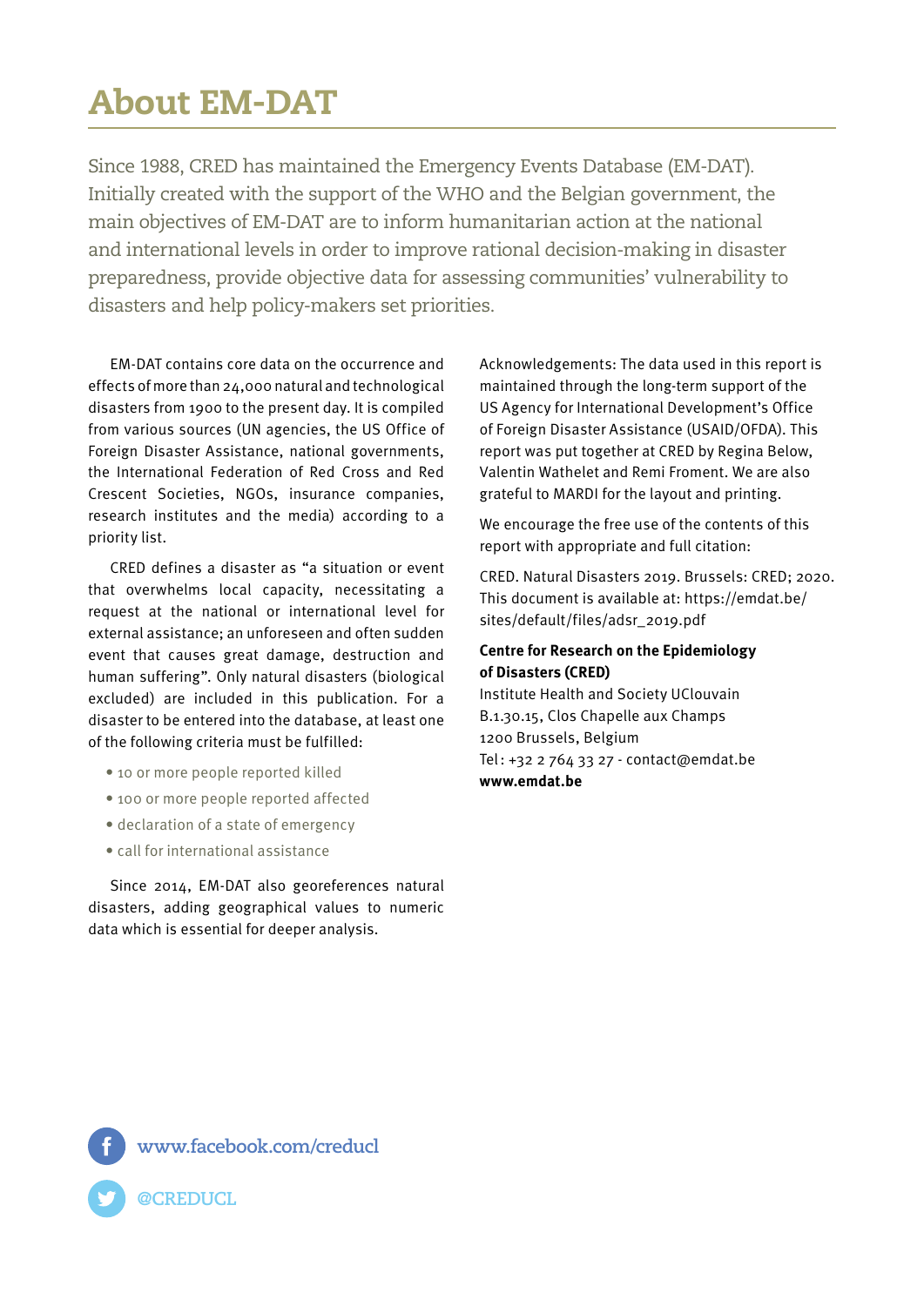# About EM-DAT

Since 1988, CRED has maintained the Emergency Events Database (EM-DAT). Initially created with the support of the WHO and the Belgian government, the main objectives of EM-DAT are to inform humanitarian action at the national and international levels in order to improve rational decision-making in disaster preparedness, provide objective data for assessing communities' vulnerability to disasters and help policy-makers set priorities.

EM-DAT contains core data on the occurrence and effects of more than 24,000 natural and technological disasters from 1900 to the present day. It is compiled from various sources (UN agencies, the US Office of Foreign Disaster Assistance, national governments, the International Federation of Red Cross and Red Crescent Societies, NGOs, insurance companies, research institutes and the media) according to a priority list.

CRED defines a disaster as "a situation or event that overwhelms local capacity, necessitating a request at the national or international level for external assistance; an unforeseen and often sudden event that causes great damage, destruction and human suffering". Only natural disasters (biological excluded) are included in this publication. For a disaster to be entered into the database, at least one of the following criteria must be fulfilled:

- 10 or more people reported killed
- 100 or more people reported affected
- declaration of a state of emergency
- call for international assistance

Since 2014, EM-DAT also georeferences natural disasters, adding geographical values to numeric data which is essential for deeper analysis.

Acknowledgements: The data used in this report is maintained through the long-term support of the US Agency for International Development's Office of Foreign Disaster Assistance (USAID/OFDA). This report was put together at CRED by Regina Below, Valentin Wathelet and Remi Froment. We are also grateful to MARDI for the layout and printing.

We encourage the free use of the contents of this report with appropriate and full citation:

CRED. Natural Disasters 2019. Brussels: CRED; 2020. This document is available at: https://emdat.be/sites/default/files/adsr_2019.pdf

**Centre for Research on the Epidemiology of Disasters (CRED)**
Institute Health and Society UClouvain
B.1.30.15, Clos Chapelle aux Champs
1200 Brussels, Belgium
Tel : +32 2 764 33 27 - contact@emdat.be
**www.emdat.be**

www.facebook.com/creducl

@CREDUCL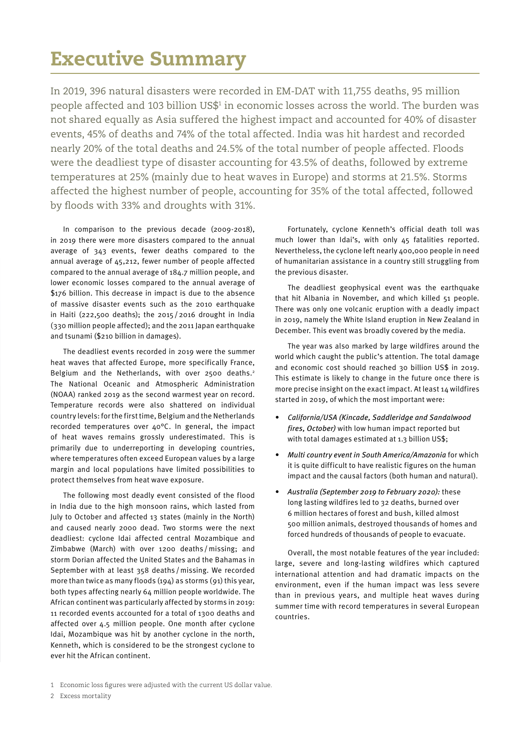# Executive Summary

In 2019, 396 natural disasters were recorded in EM-DAT with 11,755 deaths, 95 million people affected and 103 billion US$[1] in economic losses across the world. The burden was not shared equally as Asia suffered the highest impact and accounted for 40% of disaster events, 45% of deaths and 74% of the total affected. India was hit hardest and recorded nearly 20% of the total deaths and 24.5% of the total number of people affected. Floods were the deadliest type of disaster accounting for 43.5% of deaths, followed by extreme temperatures at 25% (mainly due to heat waves in Europe) and storms at 21.5%. Storms affected the highest number of people, accounting for 35% of the total affected, followed by floods with 33% and droughts with 31%.

In comparison to the previous decade (2009-2018), in 2019 there were more disasters compared to the annual average of 343 events, fewer deaths compared to the annual average of 45,212, fewer number of people affected compared to the annual average of 184.7 million people, and lower economic losses compared to the annual average of $176 billion. This decrease in impact is due to the absence of massive disaster events such as the 2010 earthquake in Haiti (222,500 deaths); the 2015 / 2016 drought in India (330 million people affected); and the 2011 Japan earthquake and tsunami ($210 billion in damages).

The deadliest events recorded in 2019 were the summer heat waves that affected Europe, more specifically France, Belgium and the Netherlands, with over 2500 deaths.[2] The National Oceanic and Atmospheric Administration (NOAA) ranked 2019 as the second warmest year on record. Temperature records were also shattered on individual country levels: for the first time, Belgium and the Netherlands recorded temperatures over 40°C. In general, the impact of heat waves remains grossly underestimated. This is primarily due to underreporting in developing countries, where temperatures often exceed European values by a large margin and local populations have limited possibilities to protect themselves from heat wave exposure.

The following most deadly event consisted of the flood in India due to the high monsoon rains, which lasted from July to October and affected 13 states (mainly in the North) and caused nearly 2000 dead. Two storms were the next deadliest: cyclone Idai affected central Mozambique and Zimbabwe (March) with over 1200 deaths / missing; and storm Dorian affected the United States and the Bahamas in September with at least 358 deaths / missing. We recorded more than twice as many floods (194) as storms (91) this year, both types affecting nearly 64 million people worldwide. The African continent was particularly affected by storms in 2019: 11 recorded events accounted for a total of 1300 deaths and affected over 4.5 million people. One month after cyclone Idai, Mozambique was hit by another cyclone in the north, Kenneth, which is considered to be the strongest cyclone to ever hit the African continent.

Fortunately, cyclone Kenneth's official death toll was much lower than Idai's, with only 45 fatalities reported. Nevertheless, the cyclone left nearly 400,000 people in need of humanitarian assistance in a country still struggling from the previous disaster.

The deadliest geophysical event was the earthquake that hit Albania in November, and which killed 51 people. There was only one volcanic eruption with a deadly impact in 2019, namely the White Island eruption in New Zealand in December. This event was broadly covered by the media.

The year was also marked by large wildfires around the world which caught the public's attention. The total damage and economic cost should reached 30 billion US$ in 2019. This estimate is likely to change in the future once there is more precise insight on the exact impact. At least 14 wildfires started in 2019, of which the most important were:

- *California/USA (Kincade, Saddleridge and Sandalwood fires, October)* with low human impact reported but with total damages estimated at 1.3 billion US$;
- *Multi country event in South America/Amazonia* for which it is quite difficult to have realistic figures on the human impact and the causal factors (both human and natural).
- *Australia (September 2019 to February 2020):* these long lasting wildfires led to 32 deaths, burned over 6 million hectares of forest and bush, killed almost 500 million animals, destroyed thousands of homes and forced hundreds of thousands of people to evacuate.

Overall, the most notable features of the year included: large, severe and long-lasting wildfires which captured international attention and had dramatic impacts on the environment, even if the human impact was less severe than in previous years, and multiple heat waves during summer time with record temperatures in several European countries.

1 Economic loss figures were adjusted with the current US dollar value.

2 Excess mortality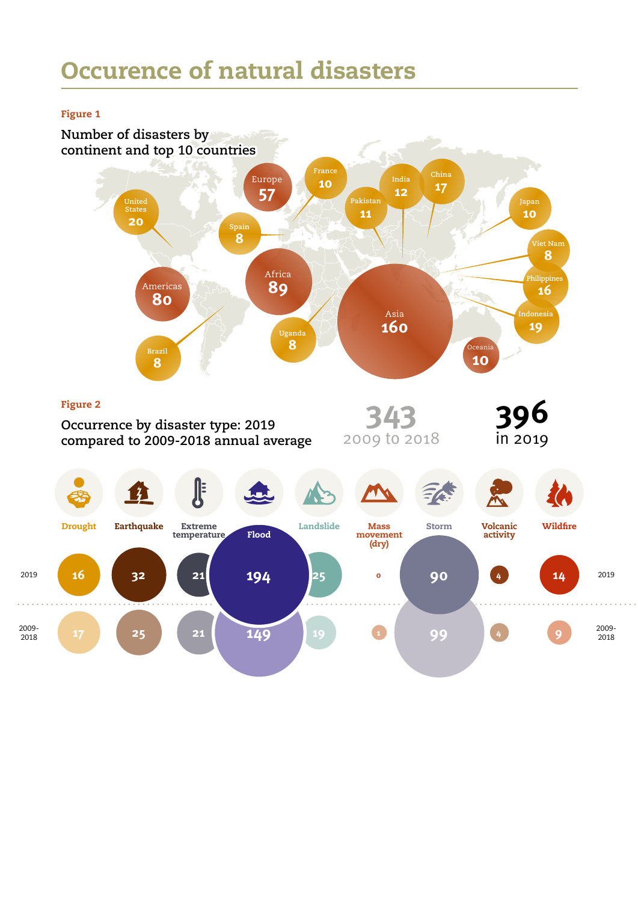# Occurence of natural disasters

**Figure 1**

Number of disasters by continent and top 10 countries

| Region / Country | Number of disasters |
|---|---|
| Asia | 160 |
| Africa | 89 |
| Americas | 80 |
| Europe | 57 |
| Oceania | 10 |
| United States | 20 |
| Indonesia | 19 |
| China | 17 |
| Philippines | 16 |
| India | 12 |
| Pakistan | 11 |
| France | 10 |
| Japan | 10 |
| Spain | 8 |
| Viet Nam | 8 |
| Uganda | 8 |
| Brazil | 8 |

**Figure 2**

Occurrence by disaster type: 2019 compared to 2009-2018 annual average

343 2009 to 2018

396 in 2019

| | Drought | Earthquake | Extreme temperature | Flood | Landslide | Mass movement (dry) | Storm | Volcanic activity | Wildfire |
|---|---|---|---|---|---|---|---|---|---|
| 2019 | 16 | 32 | 21 | 194 | 25 | 0 | 90 | 4 | 14 |
| 2009-2018 | 17 | 25 | 21 | 149 | 19 | 1 | 99 | 4 | 9 |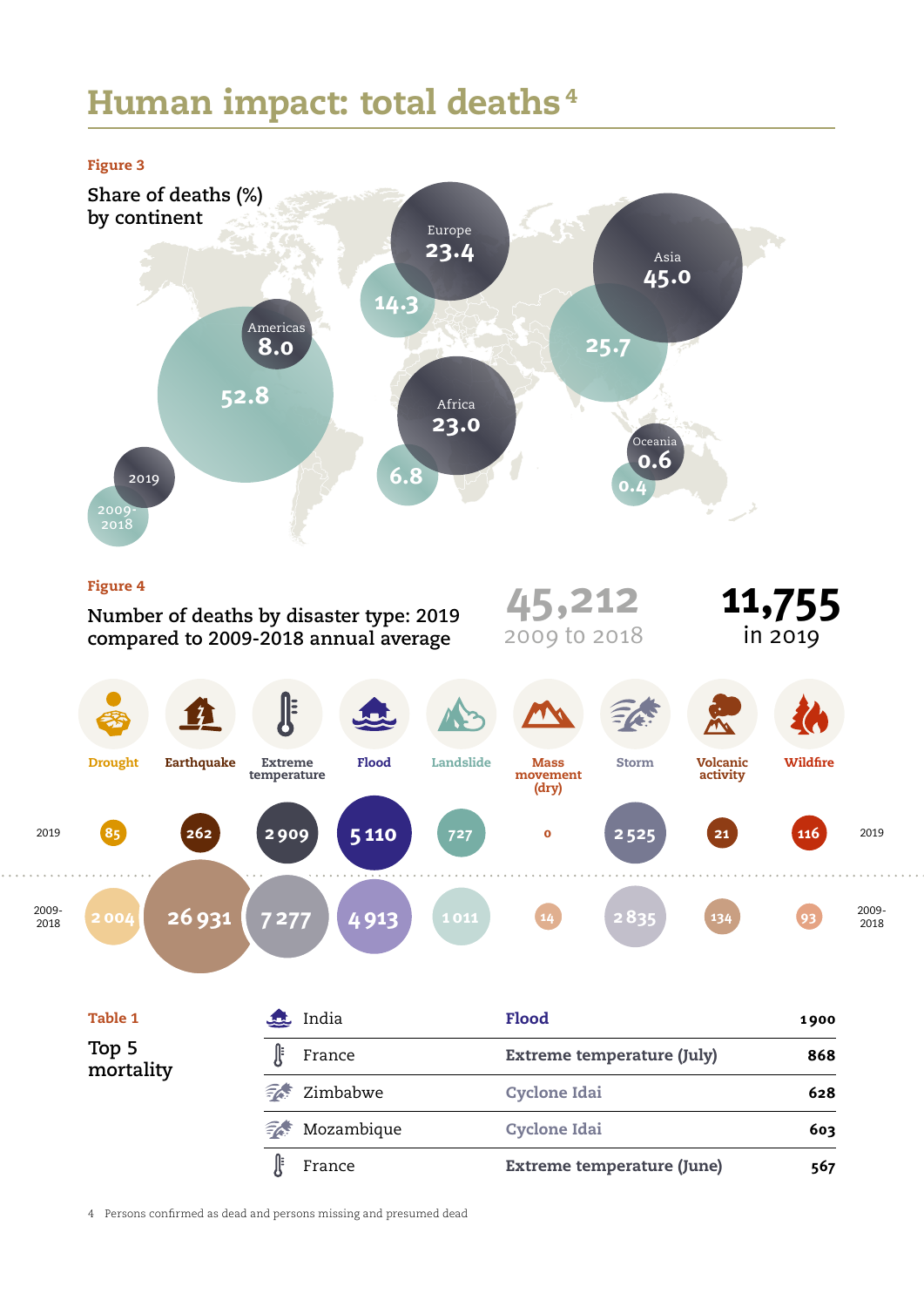# Human impact: total deaths[4]

**Figure 3**

Share of deaths (%) by continent

| Continent | 2019 | 2009-2018 |
|---|---|---|
| Americas | 8.0 | 52.8 |
| Europe | 23.4 | 14.3 |
| Africa | 23.0 | 6.8 |
| Asia | 45.0 | 25.7 |
| Oceania | 0.6 | 0.4 |

**Figure 4**

Number of deaths by disaster type: 2019 compared to 2009-2018 annual average

**45,212** 2009 to 2018

**11,755** in 2019

| | Drought | Earthquake | Extreme temperature | Flood | Landslide | Mass movement (dry) | Storm | Volcanic activity | Wildfire |
|---|---|---|---|---|---|---|---|---|---|
| 2019 | 85 | 262 | 2 909 | 5 110 | 727 | 0 | 2 525 | 21 | 116 |
| 2009-2018 | 2 004 | 26 931 | 7 277 | 4 913 | 1 011 | 14 | 2 835 | 134 | 93 |

**Table 1**

Top 5 mortality

| Country | Disaster | Deaths |
|---|---|---|
| India | Flood | 1 900 |
| France | Extreme temperature (July) | 868 |
| Zimbabwe | Cyclone Idai | 628 |
| Mozambique | Cyclone Idai | 603 |
| France | Extreme temperature (June) | 567 |

4 Persons confirmed as dead and persons missing and presumed dead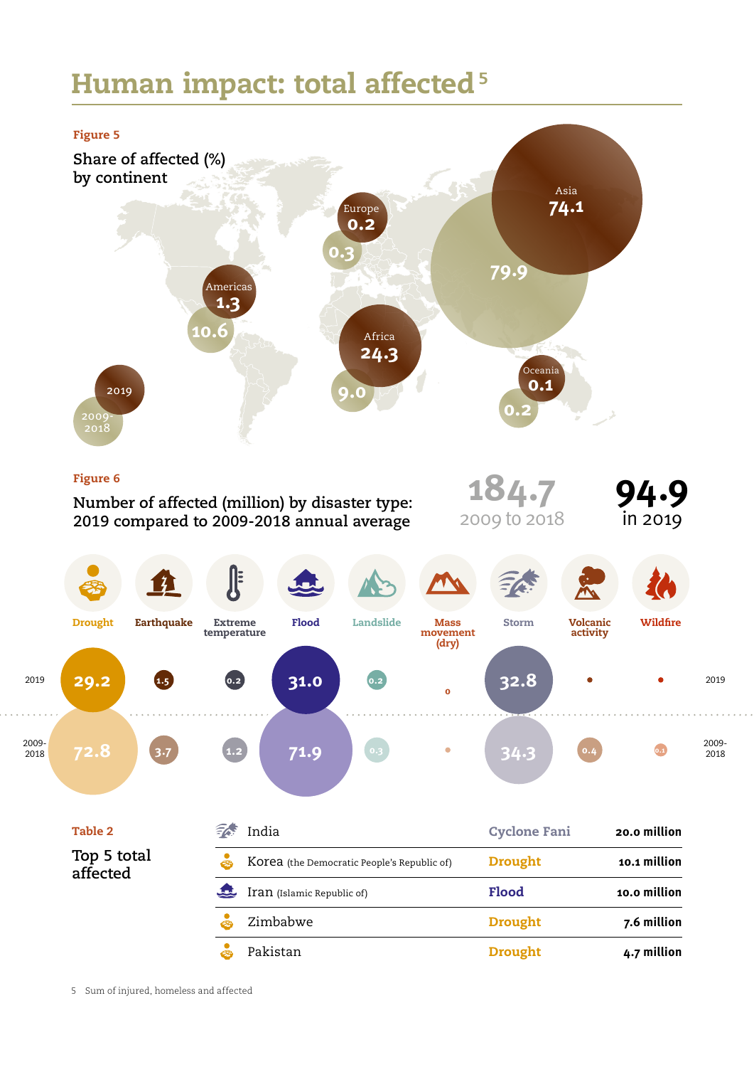# Human impact: total affected[5]

**Figure 5**

Share of affected (%) by continent

| Continent | 2019 | 2009-2018 |
|---|---|---|
| Asia | 74.1 | 79.9 |
| Africa | 24.3 | 9.0 |
| Americas | 1.3 | 10.6 |
| Europe | 0.2 | 0.3 |
| Oceania | 0.1 | 0.2 |

**Figure 6**

Number of affected (million) by disaster type: 2019 compared to 2009-2018 annual average

184.7 2009 to 2018

94.9 in 2019

| | Drought | Earthquake | Extreme temperature | Flood | Landslide | Mass movement (dry) | Storm | Volcanic activity | Wildfire |
|---|---|---|---|---|---|---|---|---|---|
| 2019 | 29.2 | 1.5 | 0.2 | 31.0 | 0.2 | 0 | 32.8 | | |
| 2009-2018 | 72.8 | 3.7 | 1.2 | 71.9 | 0.3 | | 34.3 | 0.4 | 0.1 |

**Table 2**

Top 5 total affected

| Country | Disaster | Total affected |
|---|---|---|
| India | Cyclone Fani | 20.0 million |
| Korea (the Democratic People's Republic of) | Drought | 10.1 million |
| Iran (Islamic Republic of) | Flood | 10.0 million |
| Zimbabwe | Drought | 7.6 million |
| Pakistan | Drought | 4.7 million |

5 Sum of injured, homeless and affected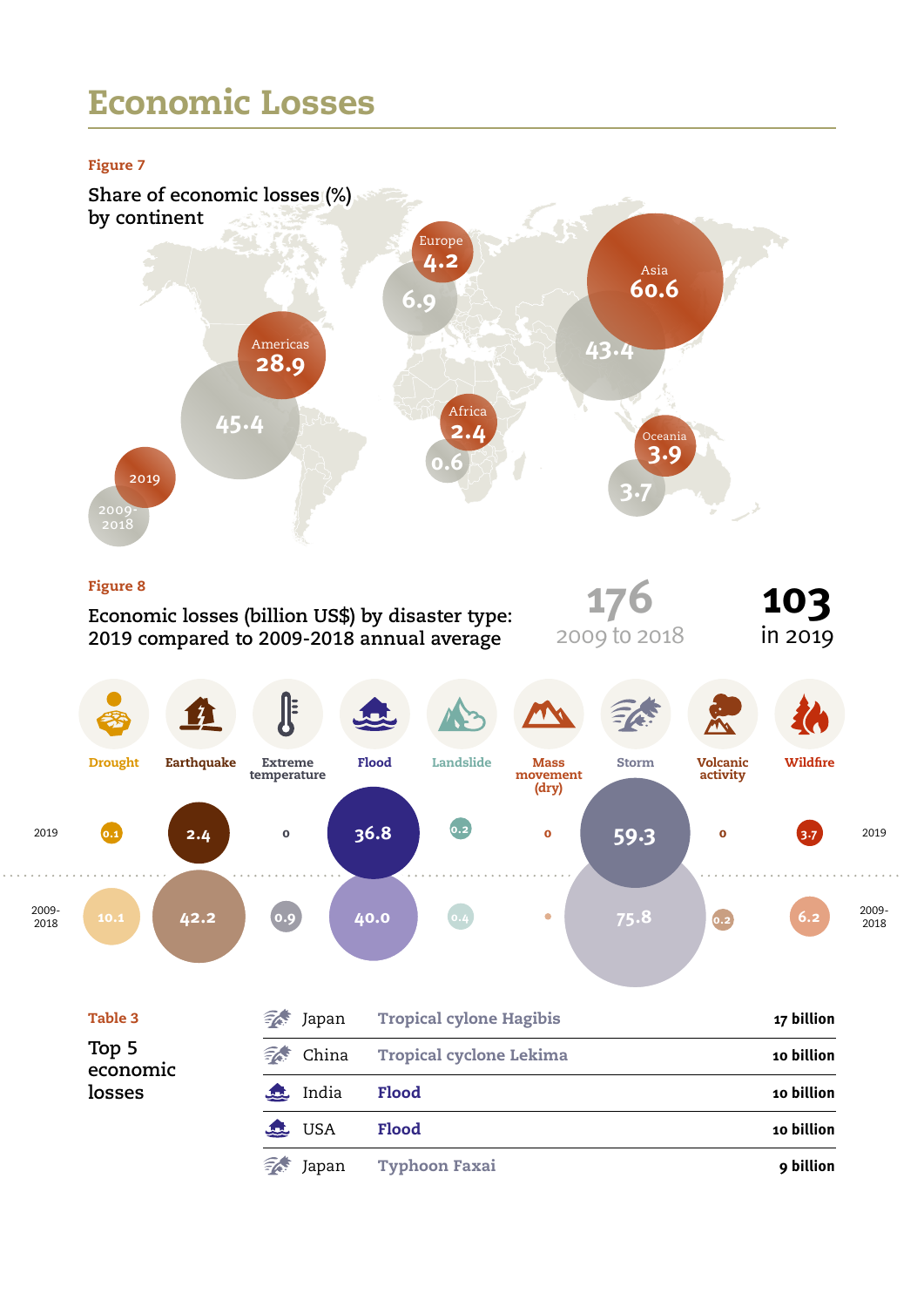# Economic Losses

**Figure 7**

Share of economic losses (%) by continent

| Continent | 2019 | 2009-2018 |
|---|---|---|
| Europe | 4.2 | 6.9 |
| Asia | 60.6 | 43.4 |
| Americas | 28.9 | 45.4 |
| Africa | 2.4 | 0.6 |
| Oceania | 3.9 | 3.7 |

**Figure 8**

Economic losses (billion US$) by disaster type: 2019 compared to 2009-2018 annual average

**176** 2009 to 2018

**103** in 2019

| | Drought | Earthquake | Extreme temperature | Flood | Landslide | Mass movement (dry) | Storm | Volcanic activity | Wildfire |
|---|---|---|---|---|---|---|---|---|---|
| 2019 | 0.1 | 2.4 | 0 | 36.8 | 0.2 | 0 | 59.3 | 0 | 3.7 |
| 2009-2018 | 10.1 | 42.2 | 0.9 | 40.0 | 0.4 | | 75.8 | 0.2 | 6.2 |

**Table 3**

Top 5 economic losses

| Country | Event | Losses |
|---|---|---|
| Japan | Tropical cylone Hagibis | 17 billion |
| China | Tropical cyclone Lekima | 10 billion |
| India | Flood | 10 billion |
| USA | Flood | 10 billion |
| Japan | Typhoon Faxai | 9 billion |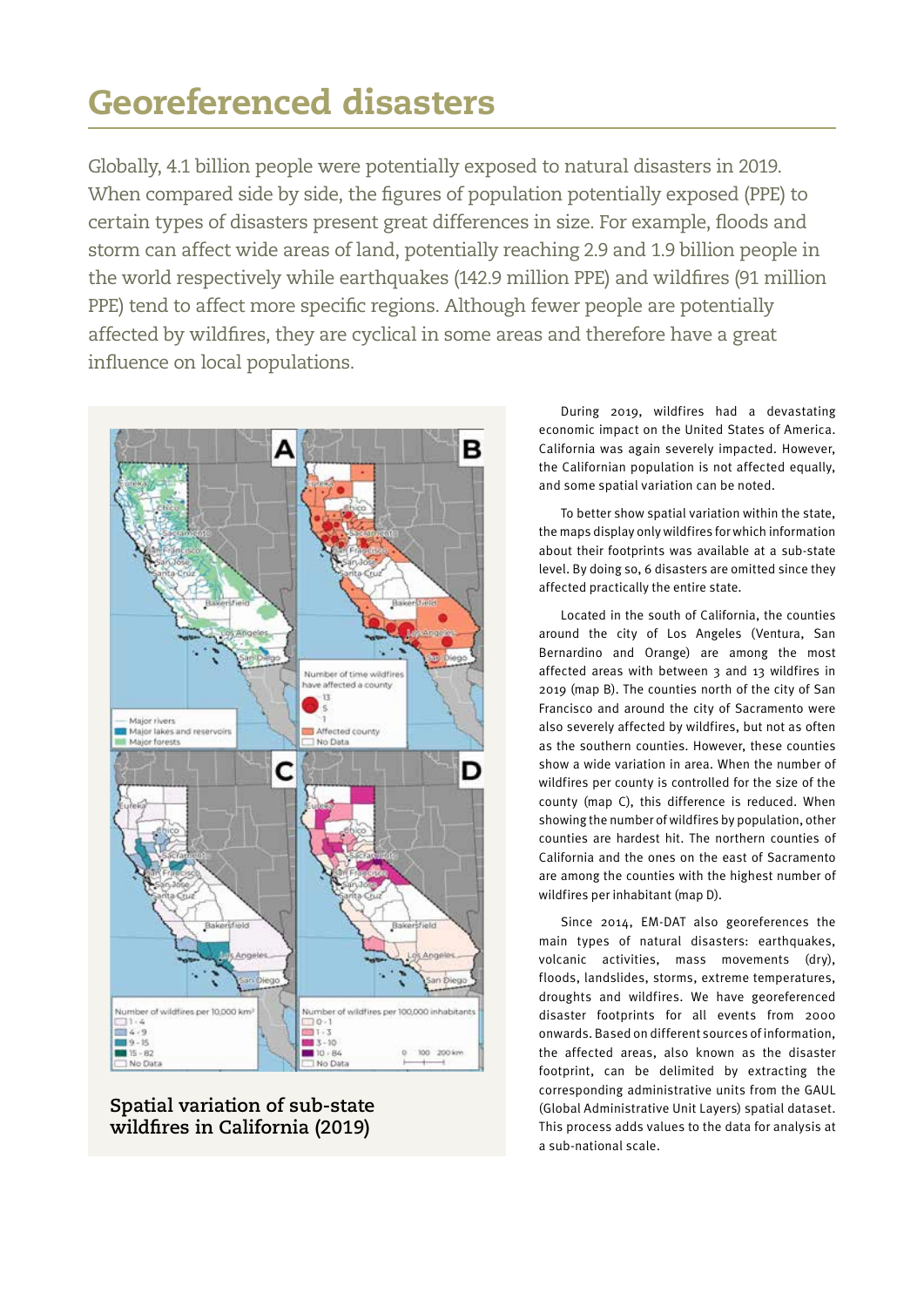# Georeferenced disasters

Globally, 4.1 billion people were potentially exposed to natural disasters in 2019. When compared side by side, the figures of population potentially exposed (PPE) to certain types of disasters present great differences in size. For example, floods and storm can affect wide areas of land, potentially reaching 2.9 and 1.9 billion people in the world respectively while earthquakes (142.9 million PPE) and wildfires (91 million PPE) tend to affect more specific regions. Although fewer people are potentially affected by wildfires, they are cyclical in some areas and therefore have a great influence on local populations.

A

Eureka
Chico
Sacramento
San Francisco
San Jose
Santa Cruz
Bakersfield
Los Angeles
San Diego

Major rivers
Major lakes and reservoirs
Major forests

B

Number of time wildfires have affected a county
13
5
1
Affected county
No Data

C

Number of wildfires per 10,000 km²
1 - 4
4 - 9
9 - 15
15 - 82
No Data

D

Number of wildfires per 100,000 inhabitants
0 - 1
1 - 3
3 - 10
10 - 84
No Data

0 100 200 km

**Spatial variation of sub-state wildfires in California (2019)**

During 2019, wildfires had a devastating economic impact on the United States of America. California was again severely impacted. However, the Californian population is not affected equally, and some spatial variation can be noted.

To better show spatial variation within the state, the maps display only wildfires for which information about their footprints was available at a sub-state level. By doing so, 6 disasters are omitted since they affected practically the entire state.

Located in the south of California, the counties around the city of Los Angeles (Ventura, San Bernardino and Orange) are among the most affected areas with between 3 and 13 wildfires in 2019 (map B). The counties north of the city of San Francisco and around the city of Sacramento were also severely affected by wildfires, but not as often as the southern counties. However, these counties show a wide variation in area. When the number of wildfires per county is controlled for the size of the county (map C), this difference is reduced. When showing the number of wildfires by population, other counties are hardest hit. The northern counties of California and the ones on the east of Sacramento are among the counties with the highest number of wildfires per inhabitant (map D).

Since 2014, EM-DAT also georeferences the main types of natural disasters: earthquakes, volcanic activities, mass movements (dry), floods, landslides, storms, extreme temperatures, droughts and wildfires. We have georeferenced disaster footprints for all events from 2000 onwards. Based on different sources of information, the affected areas, also known as the disaster footprint, can be delimited by extracting the corresponding administrative units from the GAUL (Global Administrative Unit Layers) spatial dataset. This process adds values to the data for analysis at a sub-national scale.